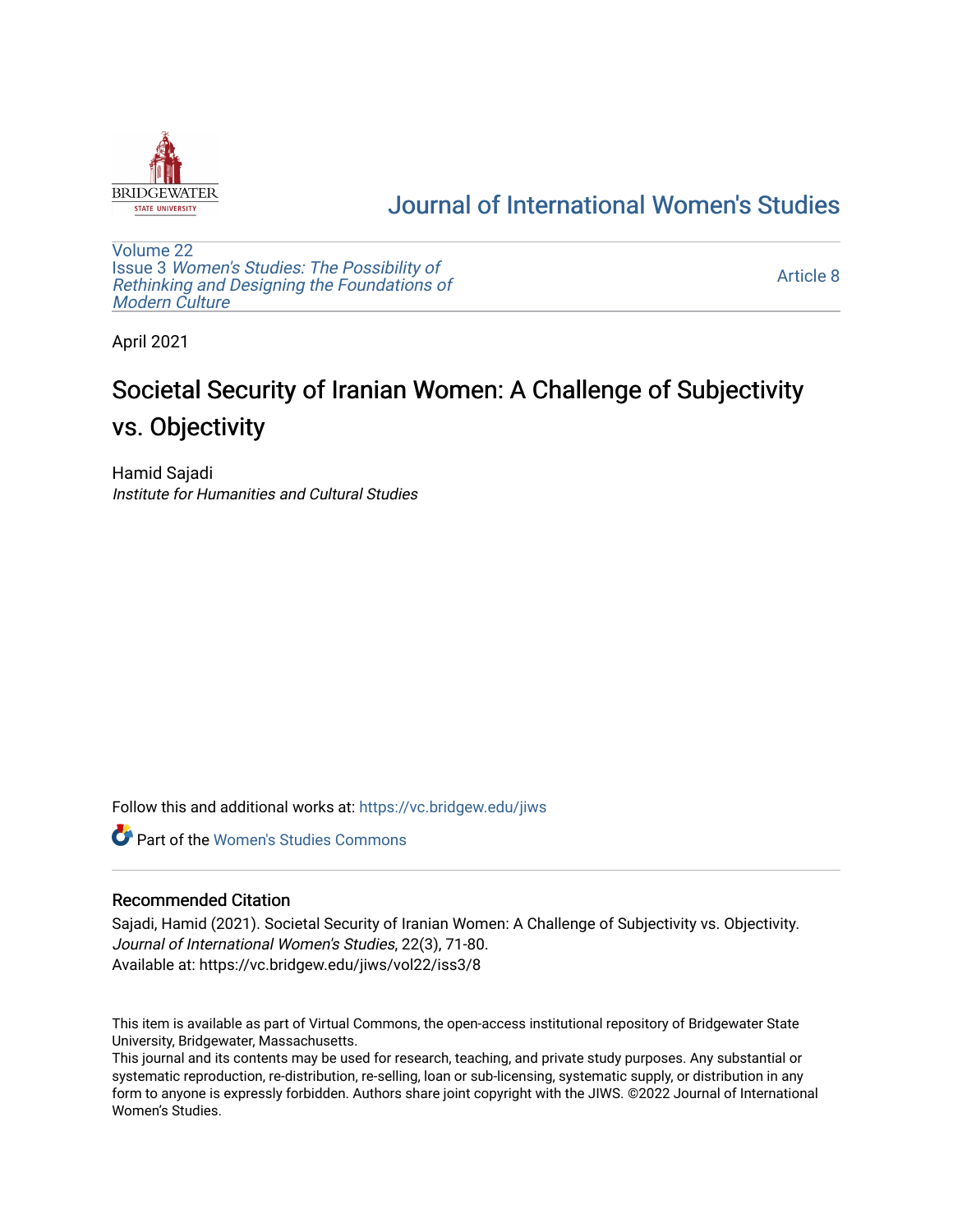# Journal of International Women's Studies

Volume 22
Issue 3 *Women's Studies: The Possibility of Rethinking and Designing the Foundations of Modern Culture*

Article 8

April 2021

# Societal Security of Iranian Women: A Challenge of Subjectivity vs. Objectivity

Hamid Sajadi
*Institute for Humanities and Cultural Studies*

Follow this and additional works at: https://vc.bridgew.edu/jiws

Part of the Women's Studies Commons

## Recommended Citation

Sajadi, Hamid (2021). Societal Security of Iranian Women: A Challenge of Subjectivity vs. Objectivity. *Journal of International Women's Studies*, 22(3), 71-80.
Available at: https://vc.bridgew.edu/jiws/vol22/iss3/8

This item is available as part of Virtual Commons, the open-access institutional repository of Bridgewater State University, Bridgewater, Massachusetts.
This journal and its contents may be used for research, teaching, and private study purposes. Any substantial or systematic reproduction, re-distribution, re-selling, loan or sub-licensing, systematic supply, or distribution in any form to anyone is expressly forbidden. Authors share joint copyright with the JIWS. ©2022 Journal of International Women's Studies.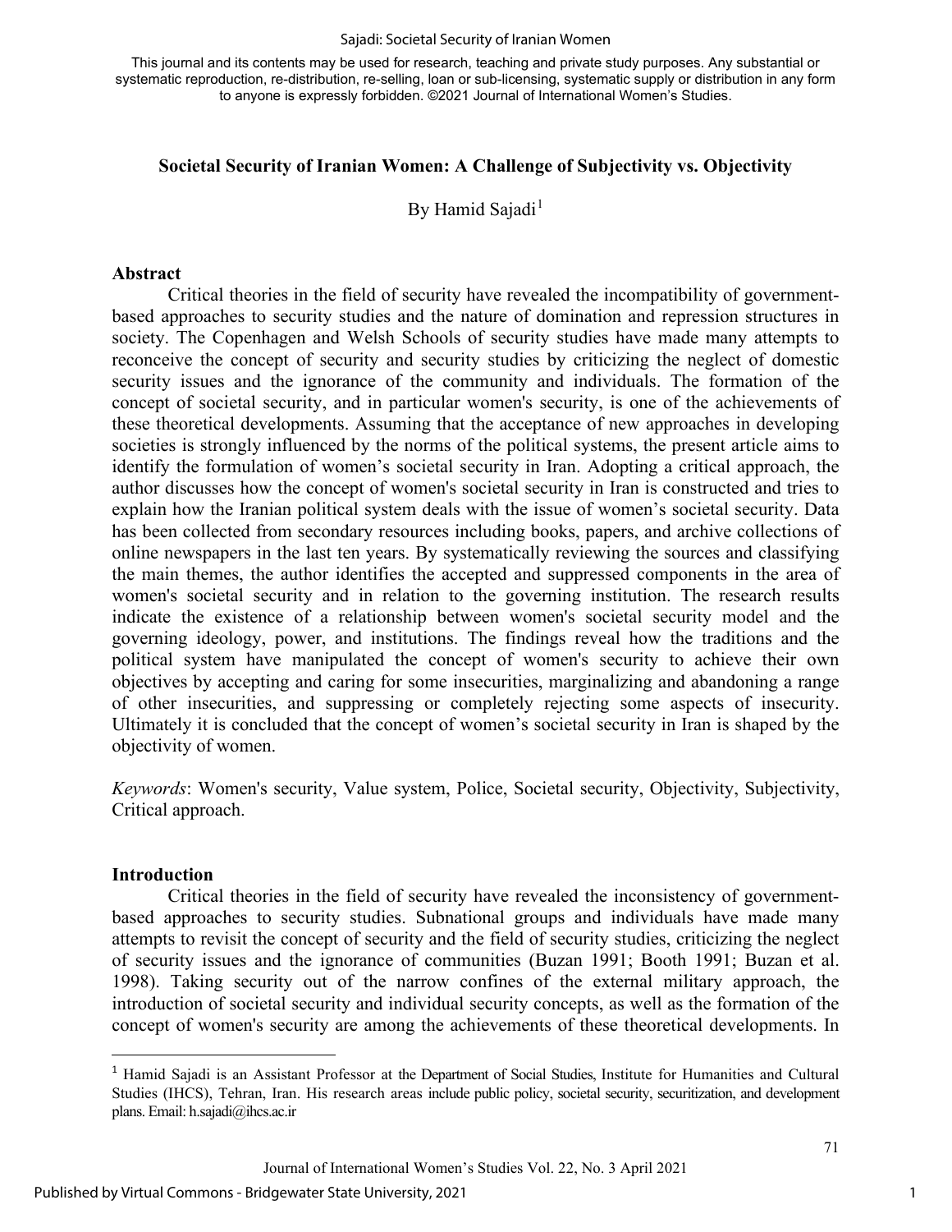**Societal Security of Iranian Women: A Challenge of Subjectivity vs. Objectivity**

By Hamid Sajadi[1]

## Abstract

Critical theories in the field of security have revealed the incompatibility of government-based approaches to security studies and the nature of domination and repression structures in society. The Copenhagen and Welsh Schools of security studies have made many attempts to reconceive the concept of security and security studies by criticizing the neglect of domestic security issues and the ignorance of the community and individuals. The formation of the concept of societal security, and in particular women's security, is one of the achievements of these theoretical developments. Assuming that the acceptance of new approaches in developing societies is strongly influenced by the norms of the political systems, the present article aims to identify the formulation of women's societal security in Iran. Adopting a critical approach, the author discusses how the concept of women's societal security in Iran is constructed and tries to explain how the Iranian political system deals with the issue of women's societal security. Data has been collected from secondary resources including books, papers, and archive collections of online newspapers in the last ten years. By systematically reviewing the sources and classifying the main themes, the author identifies the accepted and suppressed components in the area of women's societal security and in relation to the governing institution. The research results indicate the existence of a relationship between women's societal security model and the governing ideology, power, and institutions. The findings reveal how the traditions and the political system have manipulated the concept of women's security to achieve their own objectives by accepting and caring for some insecurities, marginalizing and abandoning a range of other insecurities, and suppressing or completely rejecting some aspects of insecurity. Ultimately it is concluded that the concept of women's societal security in Iran is shaped by the objectivity of women.

*Keywords*: Women's security, Value system, Police, Societal security, Objectivity, Subjectivity, Critical approach.

## Introduction

Critical theories in the field of security have revealed the inconsistency of government-based approaches to security studies. Subnational groups and individuals have made many attempts to revisit the concept of security and the field of security studies, criticizing the neglect of security issues and the ignorance of communities (Buzan 1991; Booth 1991; Buzan et al. 1998). Taking security out of the narrow confines of the external military approach, the introduction of societal security and individual security concepts, as well as the formation of the concept of women's security are among the achievements of these theoretical developments. In

---

[1] Hamid Sajadi is an Assistant Professor at the Department of Social Studies, Institute for Humanities and Cultural Studies (IHCS), Tehran, Iran. His research areas include public policy, societal security, securitization, and development plans. Email: h.sajadi@ihcs.ac.ir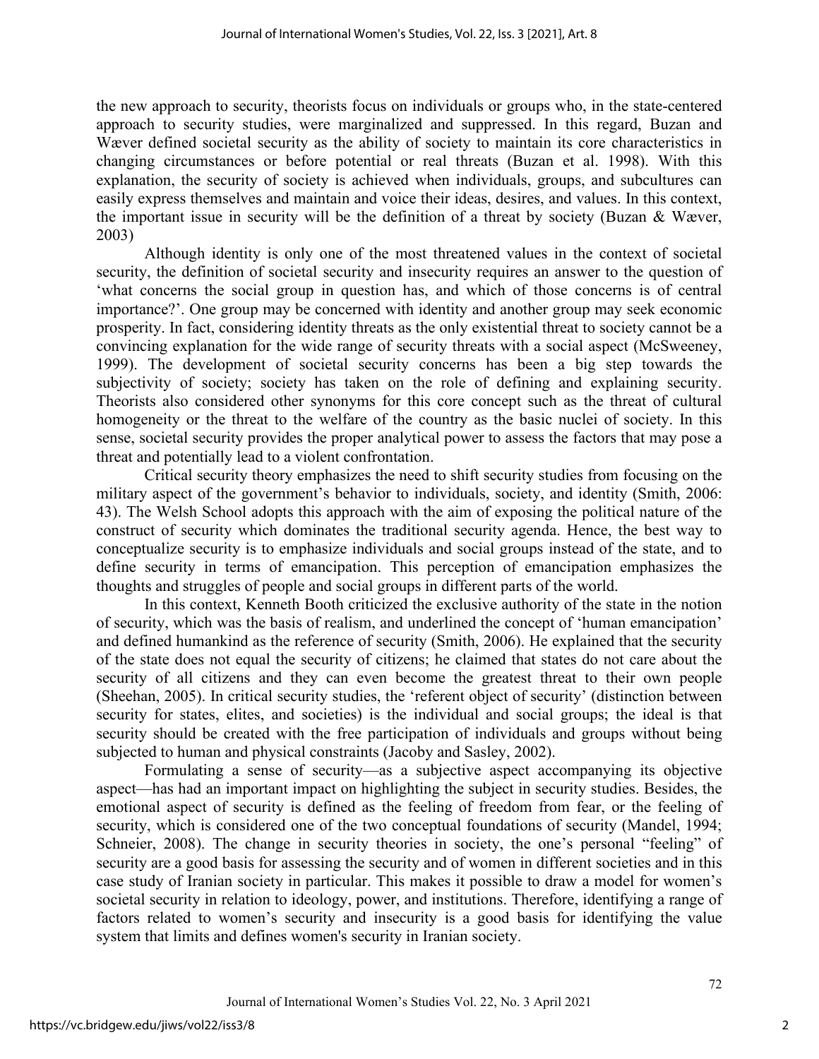the new approach to security, theorists focus on individuals or groups who, in the state-centered approach to security studies, were marginalized and suppressed. In this regard, Buzan and Wæver defined societal security as the ability of society to maintain its core characteristics in changing circumstances or before potential or real threats (Buzan et al. 1998). With this explanation, the security of society is achieved when individuals, groups, and subcultures can easily express themselves and maintain and voice their ideas, desires, and values. In this context, the important issue in security will be the definition of a threat by society (Buzan & Wæver, 2003)

Although identity is only one of the most threatened values in the context of societal security, the definition of societal security and insecurity requires an answer to the question of 'what concerns the social group in question has, and which of those concerns is of central importance?'. One group may be concerned with identity and another group may seek economic prosperity. In fact, considering identity threats as the only existential threat to society cannot be a convincing explanation for the wide range of security threats with a social aspect (McSweeney, 1999). The development of societal security concerns has been a big step towards the subjectivity of society; society has taken on the role of defining and explaining security. Theorists also considered other synonyms for this core concept such as the threat of cultural homogeneity or the threat to the welfare of the country as the basic nuclei of society. In this sense, societal security provides the proper analytical power to assess the factors that may pose a threat and potentially lead to a violent confrontation.

Critical security theory emphasizes the need to shift security studies from focusing on the military aspect of the government's behavior to individuals, society, and identity (Smith, 2006: 43). The Welsh School adopts this approach with the aim of exposing the political nature of the construct of security which dominates the traditional security agenda. Hence, the best way to conceptualize security is to emphasize individuals and social groups instead of the state, and to define security in terms of emancipation. This perception of emancipation emphasizes the thoughts and struggles of people and social groups in different parts of the world.

In this context, Kenneth Booth criticized the exclusive authority of the state in the notion of security, which was the basis of realism, and underlined the concept of 'human emancipation' and defined humankind as the reference of security (Smith, 2006). He explained that the security of the state does not equal the security of citizens; he claimed that states do not care about the security of all citizens and they can even become the greatest threat to their own people (Sheehan, 2005). In critical security studies, the 'referent object of security' (distinction between security for states, elites, and societies) is the individual and social groups; the ideal is that security should be created with the free participation of individuals and groups without being subjected to human and physical constraints (Jacoby and Sasley, 2002).

Formulating a sense of security—as a subjective aspect accompanying its objective aspect—has had an important impact on highlighting the subject in security studies. Besides, the emotional aspect of security is defined as the feeling of freedom from fear, or the feeling of security, which is considered one of the two conceptual foundations of security (Mandel, 1994; Schneier, 2008). The change in security theories in society, the one's personal "feeling" of security are a good basis for assessing the security and of women in different societies and in this case study of Iranian society in particular. This makes it possible to draw a model for women's societal security in relation to ideology, power, and institutions. Therefore, identifying a range of factors related to women's security and insecurity is a good basis for identifying the value system that limits and defines women's security in Iranian society.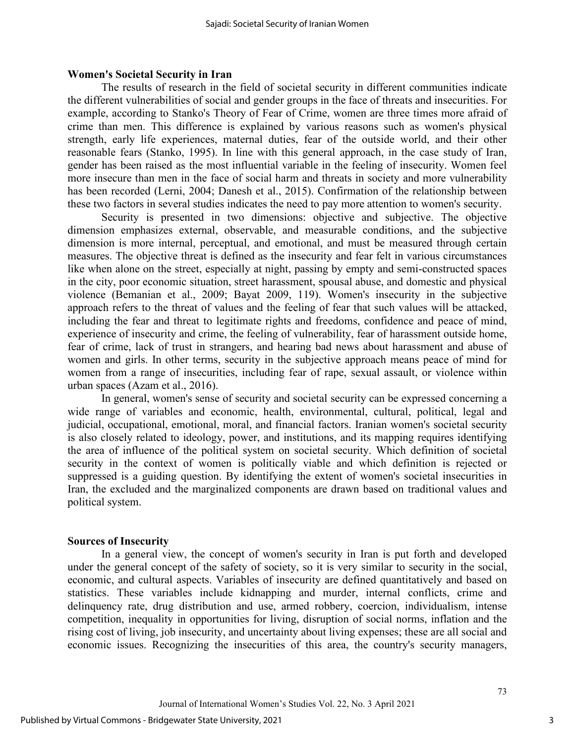## Women's Societal Security in Iran

The results of research in the field of societal security in different communities indicate the different vulnerabilities of social and gender groups in the face of threats and insecurities. For example, according to Stanko's Theory of Fear of Crime, women are three times more afraid of crime than men. This difference is explained by various reasons such as women's physical strength, early life experiences, maternal duties, fear of the outside world, and their other reasonable fears (Stanko, 1995). In line with this general approach, in the case study of Iran, gender has been raised as the most influential variable in the feeling of insecurity. Women feel more insecure than men in the face of social harm and threats in society and more vulnerability has been recorded (Lerni, 2004; Danesh et al., 2015). Confirmation of the relationship between these two factors in several studies indicates the need to pay more attention to women's security.

Security is presented in two dimensions: objective and subjective. The objective dimension emphasizes external, observable, and measurable conditions, and the subjective dimension is more internal, perceptual, and emotional, and must be measured through certain measures. The objective threat is defined as the insecurity and fear felt in various circumstances like when alone on the street, especially at night, passing by empty and semi-constructed spaces in the city, poor economic situation, street harassment, spousal abuse, and domestic and physical violence (Bemanian et al., 2009; Bayat 2009, 119). Women's insecurity in the subjective approach refers to the threat of values and the feeling of fear that such values will be attacked, including the fear and threat to legitimate rights and freedoms, confidence and peace of mind, experience of insecurity and crime, the feeling of vulnerability, fear of harassment outside home, fear of crime, lack of trust in strangers, and hearing bad news about harassment and abuse of women and girls. In other terms, security in the subjective approach means peace of mind for women from a range of insecurities, including fear of rape, sexual assault, or violence within urban spaces (Azam et al., 2016).

In general, women's sense of security and societal security can be expressed concerning a wide range of variables and economic, health, environmental, cultural, political, legal and judicial, occupational, emotional, moral, and financial factors. Iranian women's societal security is also closely related to ideology, power, and institutions, and its mapping requires identifying the area of influence of the political system on societal security. Which definition of societal security in the context of women is politically viable and which definition is rejected or suppressed is a guiding question. By identifying the extent of women's societal insecurities in Iran, the excluded and the marginalized components are drawn based on traditional values and political system.

## Sources of Insecurity

In a general view, the concept of women's security in Iran is put forth and developed under the general concept of the safety of society, so it is very similar to security in the social, economic, and cultural aspects. Variables of insecurity are defined quantitatively and based on statistics. These variables include kidnapping and murder, internal conflicts, crime and delinquency rate, drug distribution and use, armed robbery, coercion, individualism, intense competition, inequality in opportunities for living, disruption of social norms, inflation and the rising cost of living, job insecurity, and uncertainty about living expenses; these are all social and economic issues. Recognizing the insecurities of this area, the country's security managers,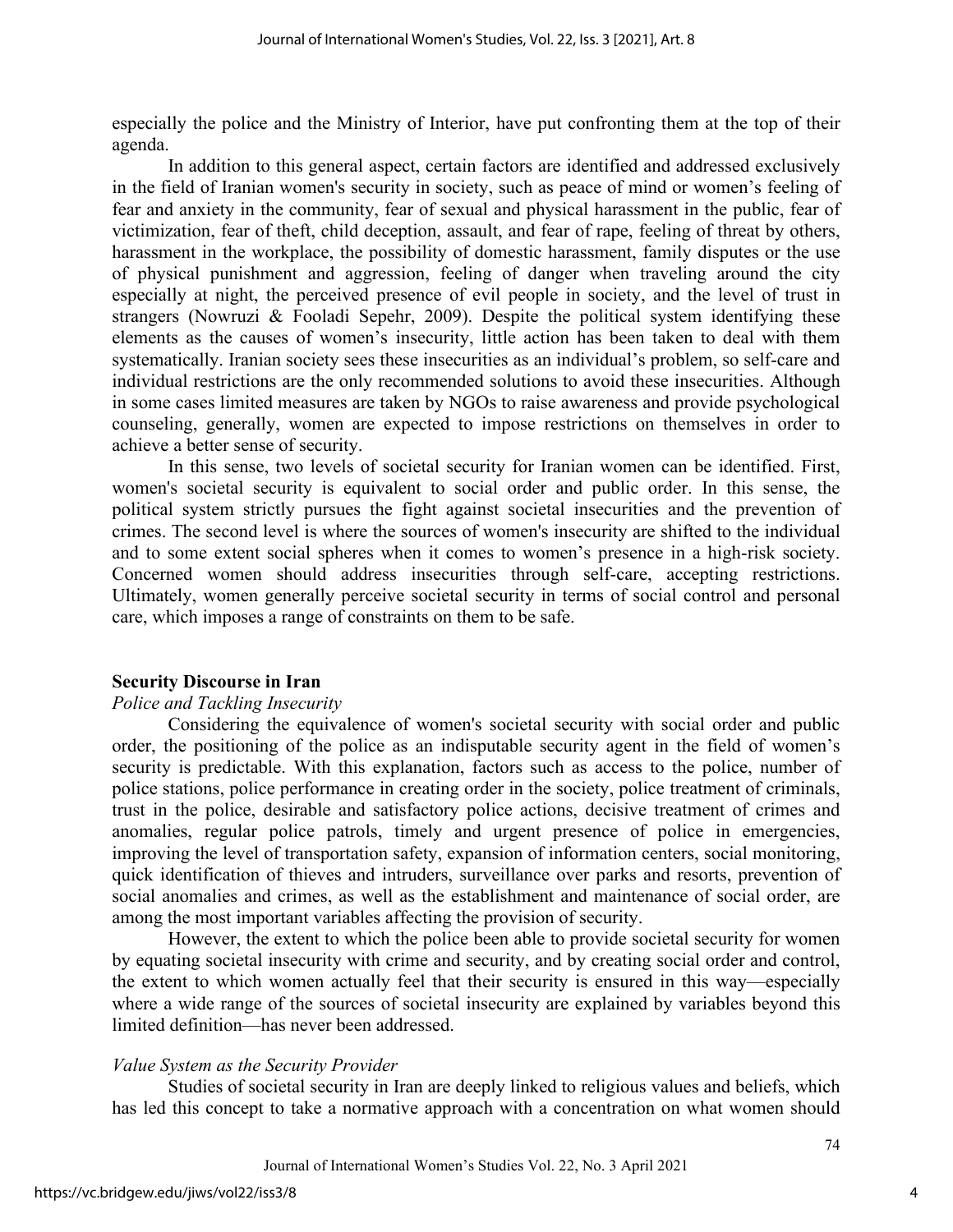especially the police and the Ministry of Interior, have put confronting them at the top of their agenda.

In addition to this general aspect, certain factors are identified and addressed exclusively in the field of Iranian women's security in society, such as peace of mind or women's feeling of fear and anxiety in the community, fear of sexual and physical harassment in the public, fear of victimization, fear of theft, child deception, assault, and fear of rape, feeling of threat by others, harassment in the workplace, the possibility of domestic harassment, family disputes or the use of physical punishment and aggression, feeling of danger when traveling around the city especially at night, the perceived presence of evil people in society, and the level of trust in strangers (Nowruzi & Fooladi Sepehr, 2009). Despite the political system identifying these elements as the causes of women's insecurity, little action has been taken to deal with them systematically. Iranian society sees these insecurities as an individual's problem, so self-care and individual restrictions are the only recommended solutions to avoid these insecurities. Although in some cases limited measures are taken by NGOs to raise awareness and provide psychological counseling, generally, women are expected to impose restrictions on themselves in order to achieve a better sense of security.

In this sense, two levels of societal security for Iranian women can be identified. First, women's societal security is equivalent to social order and public order. In this sense, the political system strictly pursues the fight against societal insecurities and the prevention of crimes. The second level is where the sources of women's insecurity are shifted to the individual and to some extent social spheres when it comes to women's presence in a high-risk society. Concerned women should address insecurities through self-care, accepting restrictions. Ultimately, women generally perceive societal security in terms of social control and personal care, which imposes a range of constraints on them to be safe.

## Security Discourse in Iran

### *Police and Tackling Insecurity*

Considering the equivalence of women's societal security with social order and public order, the positioning of the police as an indisputable security agent in the field of women's security is predictable. With this explanation, factors such as access to the police, number of police stations, police performance in creating order in the society, police treatment of criminals, trust in the police, desirable and satisfactory police actions, decisive treatment of crimes and anomalies, regular police patrols, timely and urgent presence of police in emergencies, improving the level of transportation safety, expansion of information centers, social monitoring, quick identification of thieves and intruders, surveillance over parks and resorts, prevention of social anomalies and crimes, as well as the establishment and maintenance of social order, are among the most important variables affecting the provision of security.

However, the extent to which the police been able to provide societal security for women by equating societal insecurity with crime and security, and by creating social order and control, the extent to which women actually feel that their security is ensured in this way—especially where a wide range of the sources of societal insecurity are explained by variables beyond this limited definition—has never been addressed.

### *Value System as the Security Provider*

Studies of societal security in Iran are deeply linked to religious values and beliefs, which has led this concept to take a normative approach with a concentration on what women should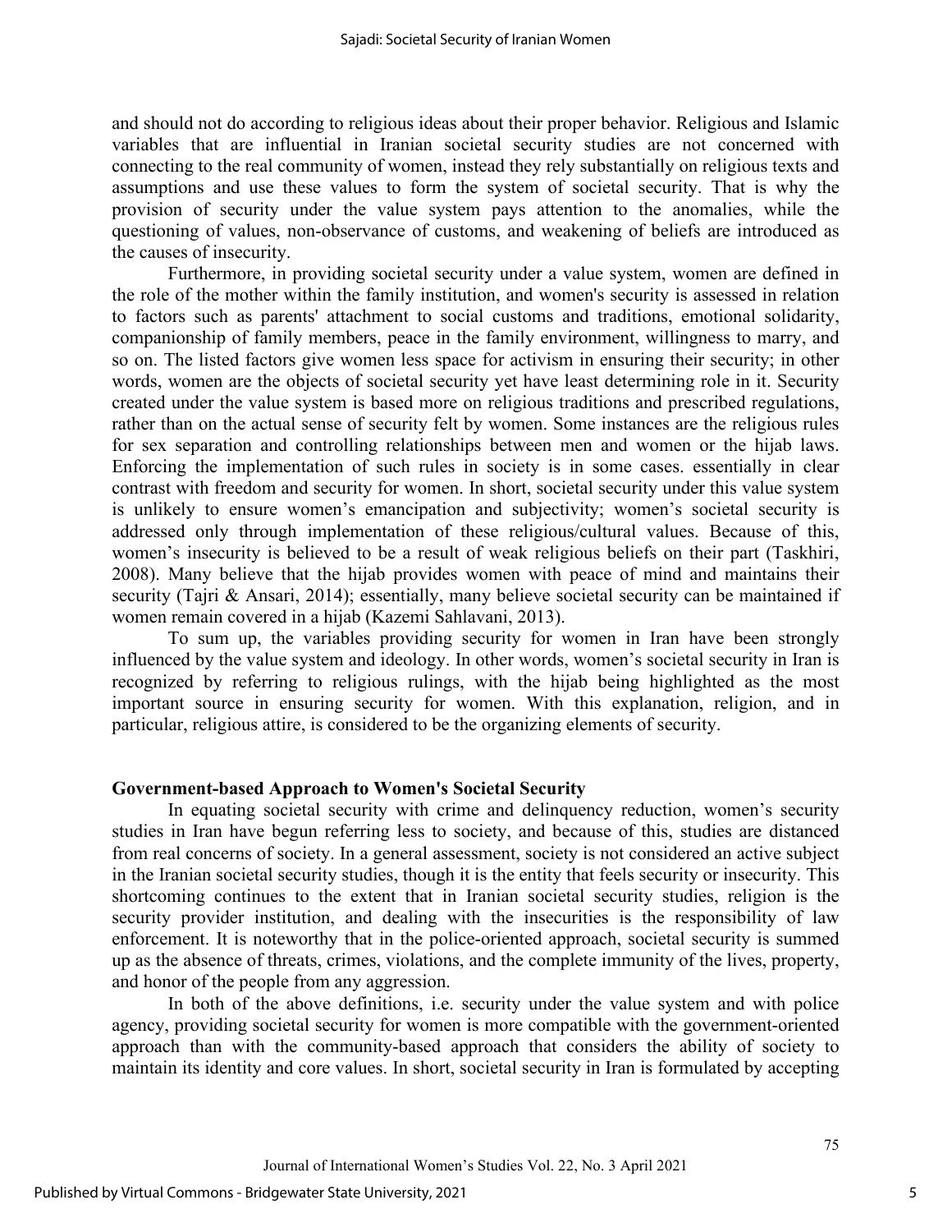and should not do according to religious ideas about their proper behavior. Religious and Islamic variables that are influential in Iranian societal security studies are not concerned with connecting to the real community of women, instead they rely substantially on religious texts and assumptions and use these values to form the system of societal security. That is why the provision of security under the value system pays attention to the anomalies, while the questioning of values, non-observance of customs, and weakening of beliefs are introduced as the causes of insecurity.

Furthermore, in providing societal security under a value system, women are defined in the role of the mother within the family institution, and women's security is assessed in relation to factors such as parents' attachment to social customs and traditions, emotional solidarity, companionship of family members, peace in the family environment, willingness to marry, and so on. The listed factors give women less space for activism in ensuring their security; in other words, women are the objects of societal security yet have least determining role in it. Security created under the value system is based more on religious traditions and prescribed regulations, rather than on the actual sense of security felt by women. Some instances are the religious rules for sex separation and controlling relationships between men and women or the hijab laws. Enforcing the implementation of such rules in society is in some cases. essentially in clear contrast with freedom and security for women. In short, societal security under this value system is unlikely to ensure women's emancipation and subjectivity; women's societal security is addressed only through implementation of these religious/cultural values. Because of this, women's insecurity is believed to be a result of weak religious beliefs on their part (Taskhiri, 2008). Many believe that the hijab provides women with peace of mind and maintains their security (Tajri & Ansari, 2014); essentially, many believe societal security can be maintained if women remain covered in a hijab (Kazemi Sahlavani, 2013).

To sum up, the variables providing security for women in Iran have been strongly influenced by the value system and ideology. In other words, women's societal security in Iran is recognized by referring to religious rulings, with the hijab being highlighted as the most important source in ensuring security for women. With this explanation, religion, and in particular, religious attire, is considered to be the organizing elements of security.

## Government-based Approach to Women's Societal Security

In equating societal security with crime and delinquency reduction, women's security studies in Iran have begun referring less to society, and because of this, studies are distanced from real concerns of society. In a general assessment, society is not considered an active subject in the Iranian societal security studies, though it is the entity that feels security or insecurity. This shortcoming continues to the extent that in Iranian societal security studies, religion is the security provider institution, and dealing with the insecurities is the responsibility of law enforcement. It is noteworthy that in the police-oriented approach, societal security is summed up as the absence of threats, crimes, violations, and the complete immunity of the lives, property, and honor of the people from any aggression.

In both of the above definitions, i.e. security under the value system and with police agency, providing societal security for women is more compatible with the government-oriented approach than with the community-based approach that considers the ability of society to maintain its identity and core values. In short, societal security in Iran is formulated by accepting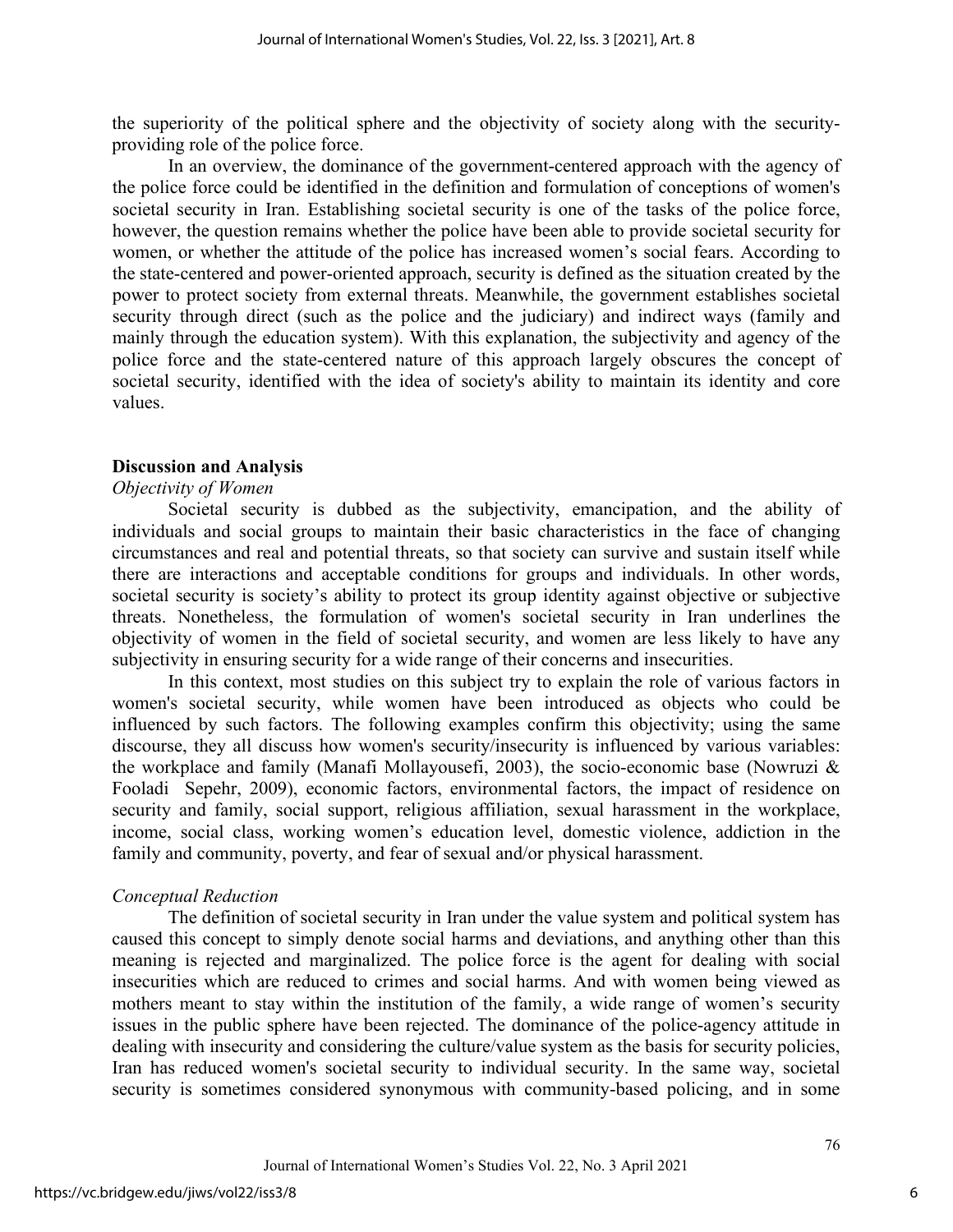the superiority of the political sphere and the objectivity of society along with the security-providing role of the police force.

In an overview, the dominance of the government-centered approach with the agency of the police force could be identified in the definition and formulation of conceptions of women's societal security in Iran. Establishing societal security is one of the tasks of the police force, however, the question remains whether the police have been able to provide societal security for women, or whether the attitude of the police has increased women's social fears. According to the state-centered and power-oriented approach, security is defined as the situation created by the power to protect society from external threats. Meanwhile, the government establishes societal security through direct (such as the police and the judiciary) and indirect ways (family and mainly through the education system). With this explanation, the subjectivity and agency of the police force and the state-centered nature of this approach largely obscures the concept of societal security, identified with the idea of society's ability to maintain its identity and core values.

## Discussion and Analysis

### *Objectivity of Women*

Societal security is dubbed as the subjectivity, emancipation, and the ability of individuals and social groups to maintain their basic characteristics in the face of changing circumstances and real and potential threats, so that society can survive and sustain itself while there are interactions and acceptable conditions for groups and individuals. In other words, societal security is society's ability to protect its group identity against objective or subjective threats. Nonetheless, the formulation of women's societal security in Iran underlines the objectivity of women in the field of societal security, and women are less likely to have any subjectivity in ensuring security for a wide range of their concerns and insecurities.

In this context, most studies on this subject try to explain the role of various factors in women's societal security, while women have been introduced as objects who could be influenced by such factors. The following examples confirm this objectivity; using the same discourse, they all discuss how women's security/insecurity is influenced by various variables: the workplace and family (Manafi Mollayousefi, 2003), the socio-economic base (Nowruzi & Fooladi Sepehr, 2009), economic factors, environmental factors, the impact of residence on security and family, social support, religious affiliation, sexual harassment in the workplace, income, social class, working women's education level, domestic violence, addiction in the family and community, poverty, and fear of sexual and/or physical harassment.

### *Conceptual Reduction*

The definition of societal security in Iran under the value system and political system has caused this concept to simply denote social harms and deviations, and anything other than this meaning is rejected and marginalized. The police force is the agent for dealing with social insecurities which are reduced to crimes and social harms. And with women being viewed as mothers meant to stay within the institution of the family, a wide range of women's security issues in the public sphere have been rejected. The dominance of the police-agency attitude in dealing with insecurity and considering the culture/value system as the basis for security policies, Iran has reduced women's societal security to individual security. In the same way, societal security is sometimes considered synonymous with community-based policing, and in some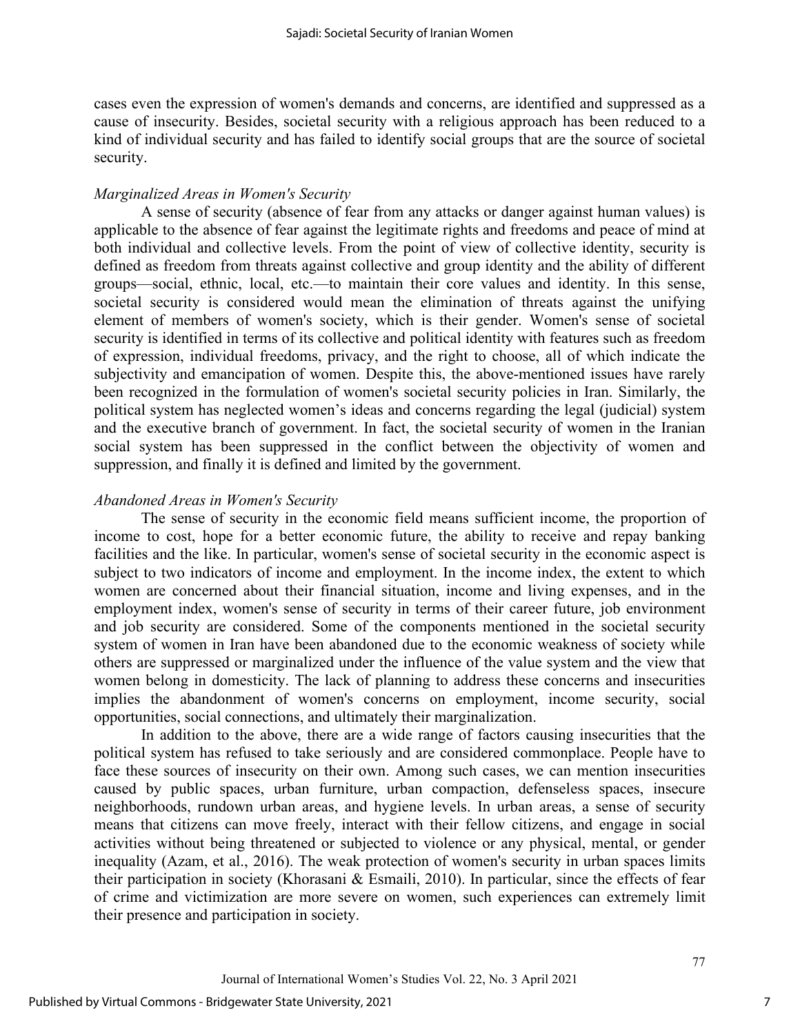cases even the expression of women's demands and concerns, are identified and suppressed as a cause of insecurity. Besides, societal security with a religious approach has been reduced to a kind of individual security and has failed to identify social groups that are the source of societal security.

*Marginalized Areas in Women's Security*

A sense of security (absence of fear from any attacks or danger against human values) is applicable to the absence of fear against the legitimate rights and freedoms and peace of mind at both individual and collective levels. From the point of view of collective identity, security is defined as freedom from threats against collective and group identity and the ability of different groups—social, ethnic, local, etc.—to maintain their core values and identity. In this sense, societal security is considered would mean the elimination of threats against the unifying element of members of women's society, which is their gender. Women's sense of societal security is identified in terms of its collective and political identity with features such as freedom of expression, individual freedoms, privacy, and the right to choose, all of which indicate the subjectivity and emancipation of women. Despite this, the above-mentioned issues have rarely been recognized in the formulation of women's societal security policies in Iran. Similarly, the political system has neglected women's ideas and concerns regarding the legal (judicial) system and the executive branch of government. In fact, the societal security of women in the Iranian social system has been suppressed in the conflict between the objectivity of women and suppression, and finally it is defined and limited by the government.

*Abandoned Areas in Women's Security*

The sense of security in the economic field means sufficient income, the proportion of income to cost, hope for a better economic future, the ability to receive and repay banking facilities and the like. In particular, women's sense of societal security in the economic aspect is subject to two indicators of income and employment. In the income index, the extent to which women are concerned about their financial situation, income and living expenses, and in the employment index, women's sense of security in terms of their career future, job environment and job security are considered. Some of the components mentioned in the societal security system of women in Iran have been abandoned due to the economic weakness of society while others are suppressed or marginalized under the influence of the value system and the view that women belong in domesticity. The lack of planning to address these concerns and insecurities implies the abandonment of women's concerns on employment, income security, social opportunities, social connections, and ultimately their marginalization.

In addition to the above, there are a wide range of factors causing insecurities that the political system has refused to take seriously and are considered commonplace. People have to face these sources of insecurity on their own. Among such cases, we can mention insecurities caused by public spaces, urban furniture, urban compaction, defenseless spaces, insecure neighborhoods, rundown urban areas, and hygiene levels. In urban areas, a sense of security means that citizens can move freely, interact with their fellow citizens, and engage in social activities without being threatened or subjected to violence or any physical, mental, or gender inequality (Azam, et al., 2016). The weak protection of women's security in urban spaces limits their participation in society (Khorasani & Esmaili, 2010). In particular, since the effects of fear of crime and victimization are more severe on women, such experiences can extremely limit their presence and participation in society.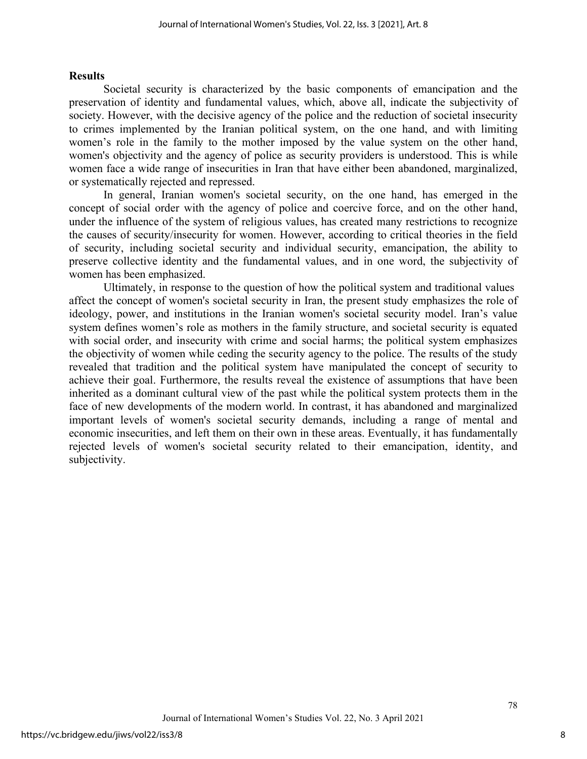## Results

Societal security is characterized by the basic components of emancipation and the preservation of identity and fundamental values, which, above all, indicate the subjectivity of society. However, with the decisive agency of the police and the reduction of societal insecurity to crimes implemented by the Iranian political system, on the one hand, and with limiting women's role in the family to the mother imposed by the value system on the other hand, women's objectivity and the agency of police as security providers is understood. This is while women face a wide range of insecurities in Iran that have either been abandoned, marginalized, or systematically rejected and repressed.

In general, Iranian women's societal security, on the one hand, has emerged in the concept of social order with the agency of police and coercive force, and on the other hand, under the influence of the system of religious values, has created many restrictions to recognize the causes of security/insecurity for women. However, according to critical theories in the field of security, including societal security and individual security, emancipation, the ability to preserve collective identity and the fundamental values, and in one word, the subjectivity of women has been emphasized.

Ultimately, in response to the question of how the political system and traditional values affect the concept of women's societal security in Iran, the present study emphasizes the role of ideology, power, and institutions in the Iranian women's societal security model. Iran's value system defines women's role as mothers in the family structure, and societal security is equated with social order, and insecurity with crime and social harms; the political system emphasizes the objectivity of women while ceding the security agency to the police. The results of the study revealed that tradition and the political system have manipulated the concept of security to achieve their goal. Furthermore, the results reveal the existence of assumptions that have been inherited as a dominant cultural view of the past while the political system protects them in the face of new developments of the modern world. In contrast, it has abandoned and marginalized important levels of women's societal security demands, including a range of mental and economic insecurities, and left them on their own in these areas. Eventually, it has fundamentally rejected levels of women's societal security related to their emancipation, identity, and subjectivity.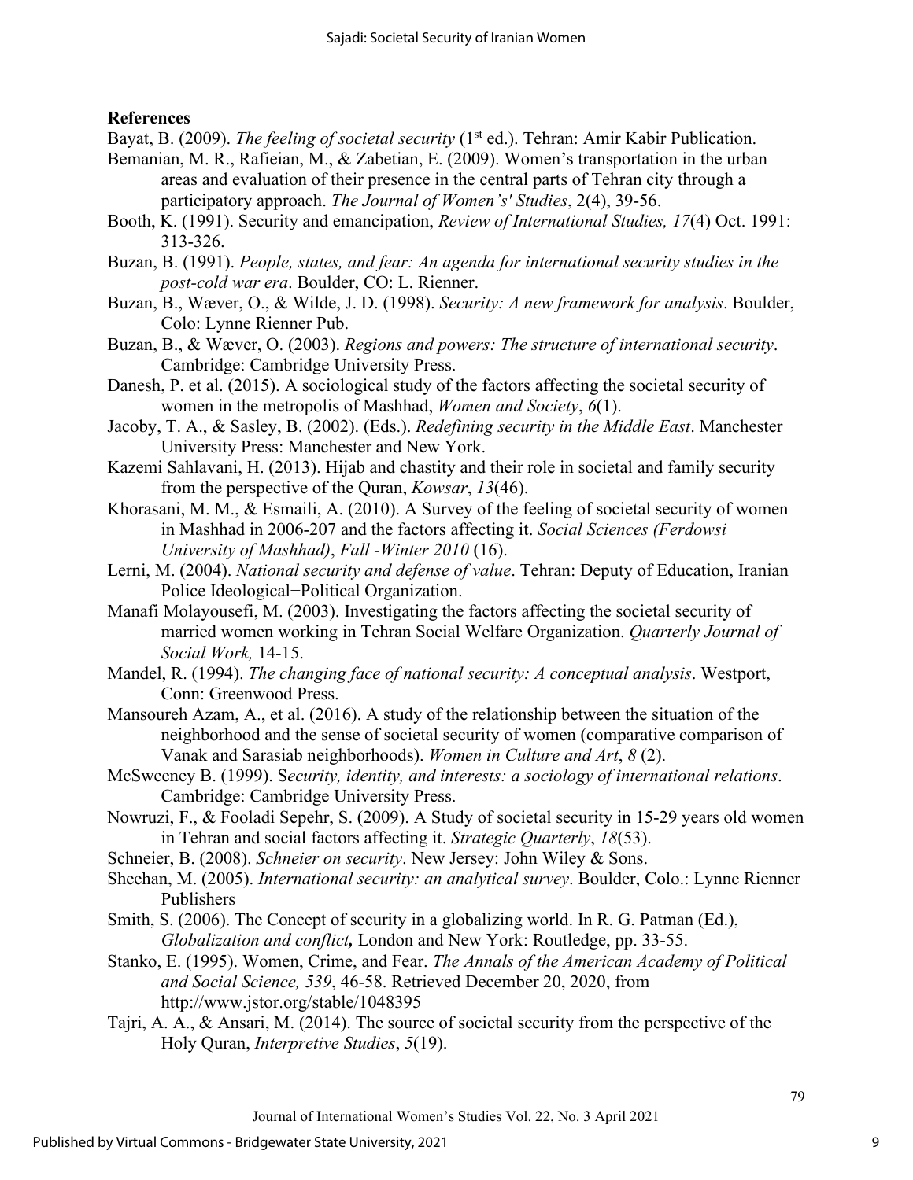## References

Bayat, B. (2009). *The feeling of societal security* (1st ed.). Tehran: Amir Kabir Publication.

Bemanian, M. R., Rafieian, M., & Zabetian, E. (2009). Women's transportation in the urban areas and evaluation of their presence in the central parts of Tehran city through a participatory approach. *The Journal of Women's' Studies*, 2(4), 39-56.

Booth, K. (1991). Security and emancipation, *Review of International Studies, 17*(4) Oct. 1991: 313-326.

Buzan, B. (1991). *People, states, and fear: An agenda for international security studies in the post-cold war era*. Boulder, CO: L. Rienner.

Buzan, B., Wæver, O., & Wilde, J. D. (1998). *Security: A new framework for analysis*. Boulder, Colo: Lynne Rienner Pub.

Buzan, B., & Wæver, O. (2003). *Regions and powers: The structure of international security*. Cambridge: Cambridge University Press.

Danesh, P. et al. (2015). A sociological study of the factors affecting the societal security of women in the metropolis of Mashhad, *Women and Society*, *6*(1).

Jacoby, T. A., & Sasley, B. (2002). (Eds.). *Redefining security in the Middle East*. Manchester University Press: Manchester and New York.

Kazemi Sahlavani, H. (2013). Hijab and chastity and their role in societal and family security from the perspective of the Quran, *Kowsar*, *13*(46).

Khorasani, M. M., & Esmaili, A. (2010). A Survey of the feeling of societal security of women in Mashhad in 2006-207 and the factors affecting it. *Social Sciences (Ferdowsi University of Mashhad)*, *Fall -Winter 2010* (16).

Lerni, M. (2004). *National security and defense of value*. Tehran: Deputy of Education, Iranian Police Ideological−Political Organization.

Manafi Molayousefi, M. (2003). Investigating the factors affecting the societal security of married women working in Tehran Social Welfare Organization. *Quarterly Journal of Social Work,* 14-15.

Mandel, R. (1994). *The changing face of national security: A conceptual analysis*. Westport, Conn: Greenwood Press.

Mansoureh Azam, A., et al. (2016). A study of the relationship between the situation of the neighborhood and the sense of societal security of women (comparative comparison of Vanak and Sarasiab neighborhoods). *Women in Culture and Art*, *8* (2).

McSweeney B. (1999). S*ecurity, identity, and interests: a sociology of international relations*. Cambridge: Cambridge University Press.

Nowruzi, F., & Fooladi Sepehr, S. (2009). A Study of societal security in 15-29 years old women in Tehran and social factors affecting it. *Strategic Quarterly*, *18*(53).

Schneier, B. (2008). *Schneier on security*. New Jersey: John Wiley & Sons.

Sheehan, M. (2005). *International security: an analytical survey*. Boulder, Colo.: Lynne Rienner Publishers

Smith, S. (2006). The Concept of security in a globalizing world. In R. G. Patman (Ed.), *Globalization and conflict,* London and New York: Routledge, pp. 33-55.

Stanko, E. (1995). Women, Crime, and Fear. *The Annals of the American Academy of Political and Social Science, 539*, 46-58. Retrieved December 20, 2020, from http://www.jstor.org/stable/1048395

Tajri, A. A., & Ansari, M. (2014). The source of societal security from the perspective of the Holy Quran, *Interpretive Studies*, *5*(19).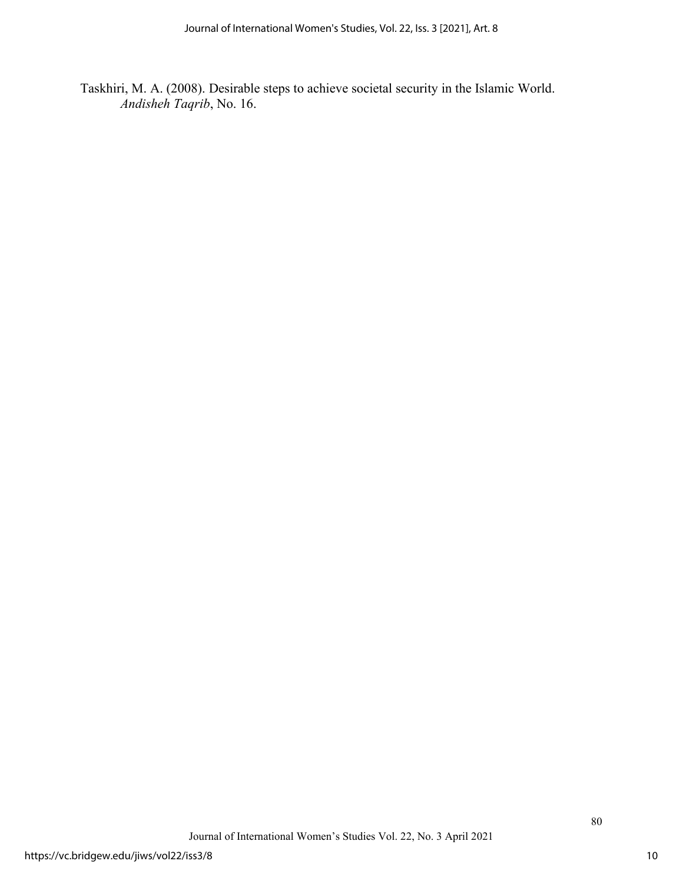Taskhiri, M. A. (2008). Desirable steps to achieve societal security in the Islamic World. *Andisheh Taqrib*, No. 16.